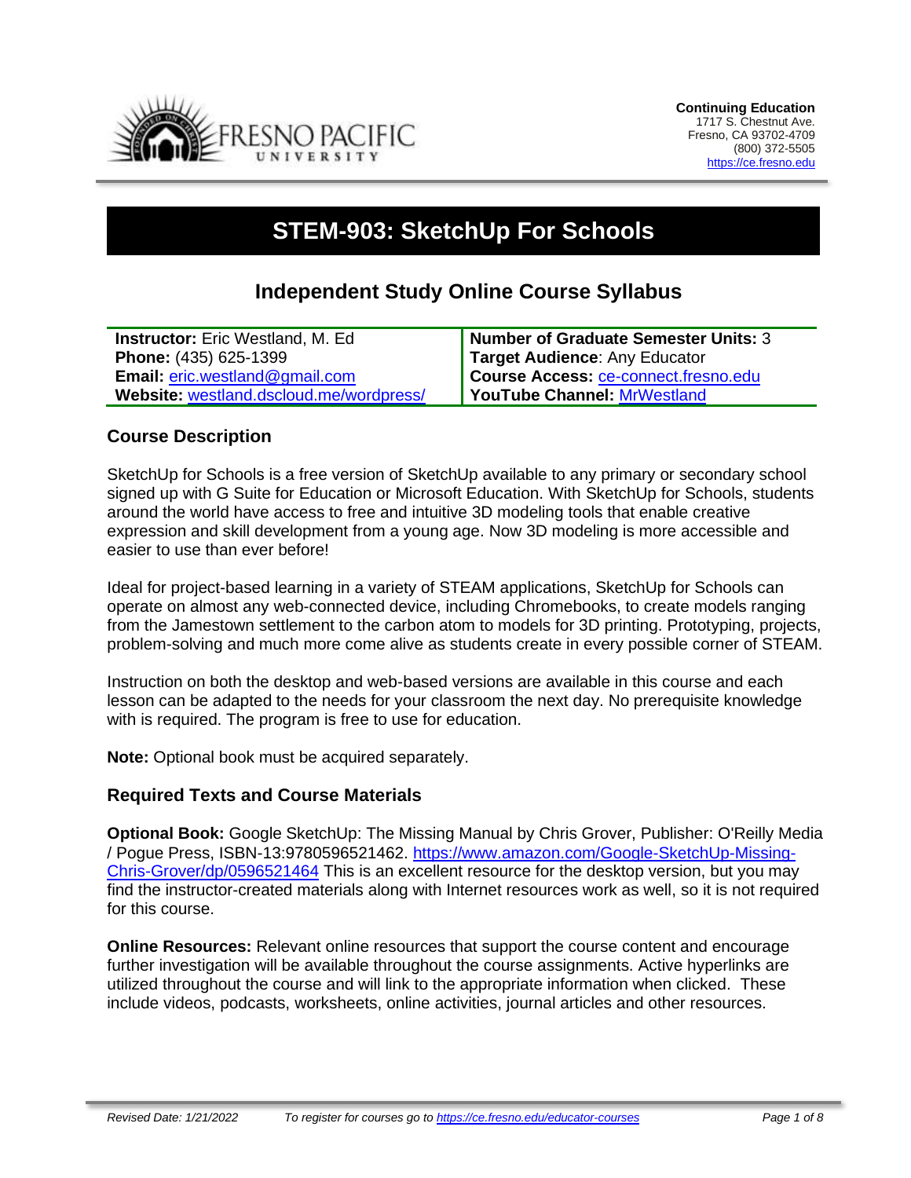Continuing Education
1717 S. Chestnut Ave.
Fresno, CA 93702-4709
(800) 372-5505
https://ce.fresno.edu

# STEM-903: SketchUp For Schools

## Independent Study Online Course Syllabus

| | |
|---|---|
| **Instructor:** Eric Westland, M. Ed | **Number of Graduate Semester Units:** 3 |
| **Phone:** (435) 625-1399 | **Target Audience**: Any Educator |
| **Email:** eric.westland@gmail.com | **Course Access:** ce-connect.fresno.edu |
| **Website:** westland.dscloud.me/wordpress/ | **YouTube Channel:** MrWestland |

### Course Description

SketchUp for Schools is a free version of SketchUp available to any primary or secondary school signed up with G Suite for Education or Microsoft Education. With SketchUp for Schools, students around the world have access to free and intuitive 3D modeling tools that enable creative expression and skill development from a young age. Now 3D modeling is more accessible and easier to use than ever before!

Ideal for project-based learning in a variety of STEAM applications, SketchUp for Schools can operate on almost any web-connected device, including Chromebooks, to create models ranging from the Jamestown settlement to the carbon atom to models for 3D printing. Prototyping, projects, problem-solving and much more come alive as students create in every possible corner of STEAM.

Instruction on both the desktop and web-based versions are available in this course and each lesson can be adapted to the needs for your classroom the next day. No prerequisite knowledge with is required. The program is free to use for education.

**Note:** Optional book must be acquired separately.

### Required Texts and Course Materials

**Optional Book:** Google SketchUp: The Missing Manual by Chris Grover, Publisher: O'Reilly Media / Pogue Press, ISBN-13:9780596521462. https://www.amazon.com/Google-SketchUp-Missing-Chris-Grover/dp/0596521464 This is an excellent resource for the desktop version, but you may find the instructor-created materials along with Internet resources work as well, so it is not required for this course.

**Online Resources:** Relevant online resources that support the course content and encourage further investigation will be available throughout the course assignments. Active hyperlinks are utilized throughout the course and will link to the appropriate information when clicked. These include videos, podcasts, worksheets, online activities, journal articles and other resources.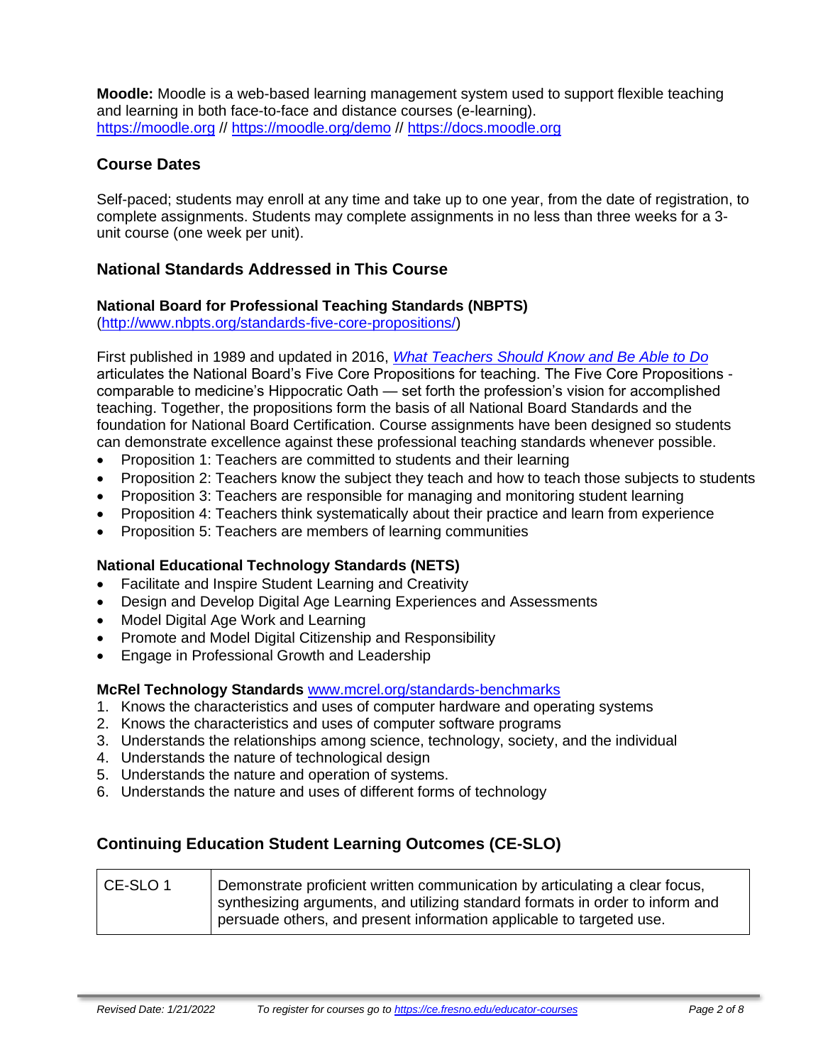**Moodle:** Moodle is a web-based learning management system used to support flexible teaching and learning in both face-to-face and distance courses (e-learning). [https://moodle.org](https://moodle.org) // [https://moodle.org/demo](https://moodle.org/demo) // [https://docs.moodle.org](https://docs.moodle.org)

## Course Dates

Self-paced; students may enroll at any time and take up to one year, from the date of registration, to complete assignments. Students may complete assignments in no less than three weeks for a 3-unit course (one week per unit).

## National Standards Addressed in This Course

### National Board for Professional Teaching Standards (NBPTS)

([http://www.nbpts.org/standards-five-core-propositions/](http://www.nbpts.org/standards-five-core-propositions/))

First published in 1989 and updated in 2016, *What Teachers Should Know and Be Able to Do* articulates the National Board's Five Core Propositions for teaching. The Five Core Propositions - comparable to medicine's Hippocratic Oath — set forth the profession's vision for accomplished teaching. Together, the propositions form the basis of all National Board Standards and the foundation for National Board Certification. Course assignments have been designed so students can demonstrate excellence against these professional teaching standards whenever possible.

- Proposition 1: Teachers are committed to students and their learning
- Proposition 2: Teachers know the subject they teach and how to teach those subjects to students
- Proposition 3: Teachers are responsible for managing and monitoring student learning
- Proposition 4: Teachers think systematically about their practice and learn from experience
- Proposition 5: Teachers are members of learning communities

### National Educational Technology Standards (NETS)

- Facilitate and Inspire Student Learning and Creativity
- Design and Develop Digital Age Learning Experiences and Assessments
- Model Digital Age Work and Learning
- Promote and Model Digital Citizenship and Responsibility
- Engage in Professional Growth and Leadership

### McRel Technology Standards [www.mcrel.org/standards-benchmarks](www.mcrel.org/standards-benchmarks)

1. Knows the characteristics and uses of computer hardware and operating systems
2. Knows the characteristics and uses of computer software programs
3. Understands the relationships among science, technology, society, and the individual
4. Understands the nature of technological design
5. Understands the nature and operation of systems.
6. Understands the nature and uses of different forms of technology

## Continuing Education Student Learning Outcomes (CE-SLO)

| | |
|---|---|
| CE-SLO 1 | Demonstrate proficient written communication by articulating a clear focus, synthesizing arguments, and utilizing standard formats in order to inform and persuade others, and present information applicable to targeted use. |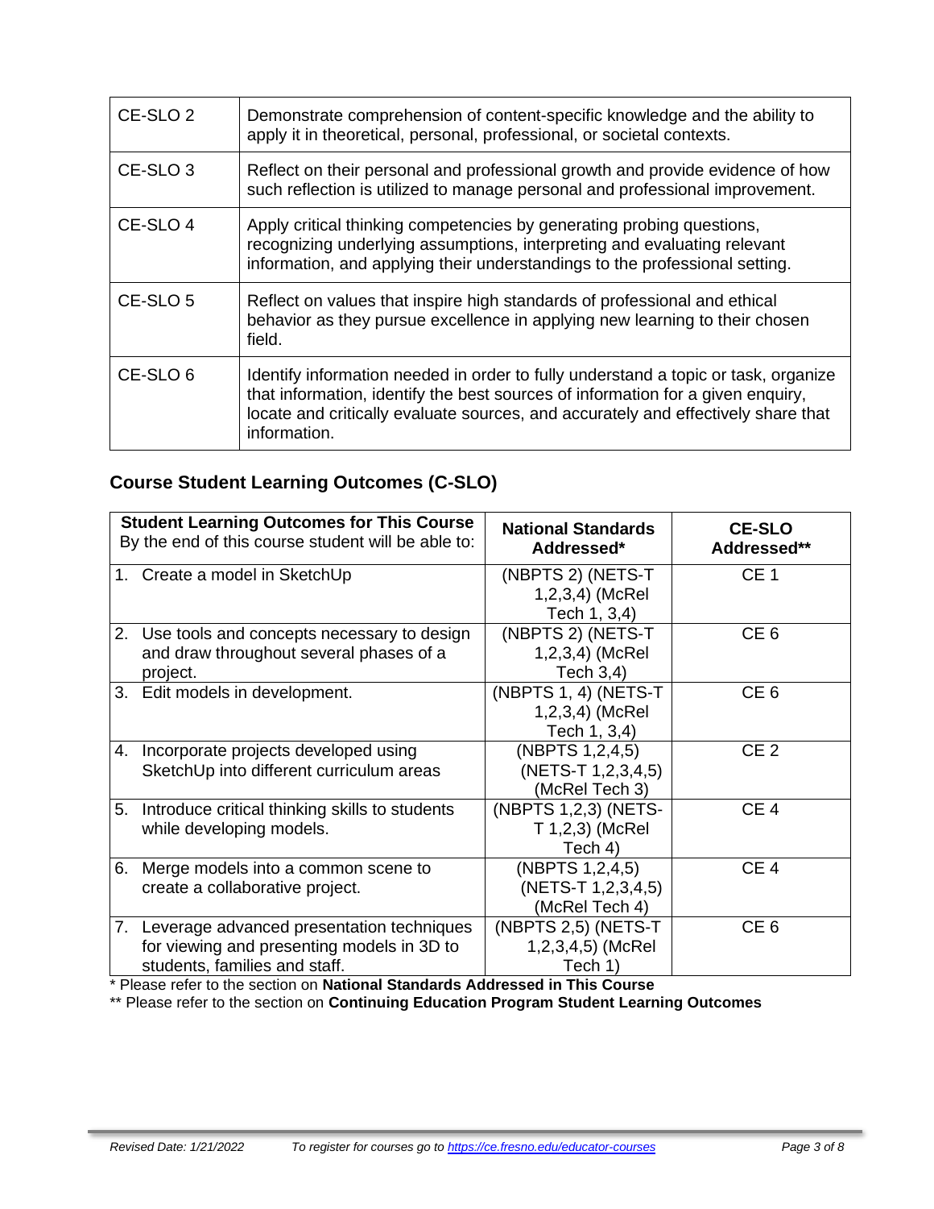| | |
|---|---|
| CE-SLO 2 | Demonstrate comprehension of content-specific knowledge and the ability to apply it in theoretical, personal, professional, or societal contexts. |
| CE-SLO 3 | Reflect on their personal and professional growth and provide evidence of how such reflection is utilized to manage personal and professional improvement. |
| CE-SLO 4 | Apply critical thinking competencies by generating probing questions, recognizing underlying assumptions, interpreting and evaluating relevant information, and applying their understandings to the professional setting. |
| CE-SLO 5 | Reflect on values that inspire high standards of professional and ethical behavior as they pursue excellence in applying new learning to their chosen field. |
| CE-SLO 6 | Identify information needed in order to fully understand a topic or task, organize that information, identify the best sources of information for a given enquiry, locate and critically evaluate sources, and accurately and effectively share that information. |

## Course Student Learning Outcomes (C-SLO)

| **Student Learning Outcomes for This Course** By the end of this course student will be able to: | **National Standards Addressed*** | **CE-SLO Addressed**** |
|---|---|---|
| 1. Create a model in SketchUp | (NBPTS 2) (NETS-T 1,2,3,4) (McRel Tech 1, 3,4) | CE 1 |
| 2. Use tools and concepts necessary to design and draw throughout several phases of a project. | (NBPTS 2) (NETS-T 1,2,3,4) (McRel Tech 3,4) | CE 6 |
| 3. Edit models in development. | (NBPTS 1, 4) (NETS-T 1,2,3,4) (McRel Tech 1, 3,4) | CE 6 |
| 4. Incorporate projects developed using SketchUp into different curriculum areas | (NBPTS 1,2,4,5) (NETS-T 1,2,3,4,5) (McRel Tech 3) | CE 2 |
| 5. Introduce critical thinking skills to students while developing models. | (NBPTS 1,2,3) (NETS-T 1,2,3) (McRel Tech 4) | CE 4 |
| 6. Merge models into a common scene to create a collaborative project. | (NBPTS 1,2,4,5) (NETS-T 1,2,3,4,5) (McRel Tech 4) | CE 4 |
| 7. Leverage advanced presentation techniques for viewing and presenting models in 3D to students, families and staff. | (NBPTS 2,5) (NETS-T 1,2,3,4,5) (McRel Tech 1) | CE 6 |

* Please refer to the section on **National Standards Addressed in This Course**

** Please refer to the section on **Continuing Education Program Student Learning Outcomes**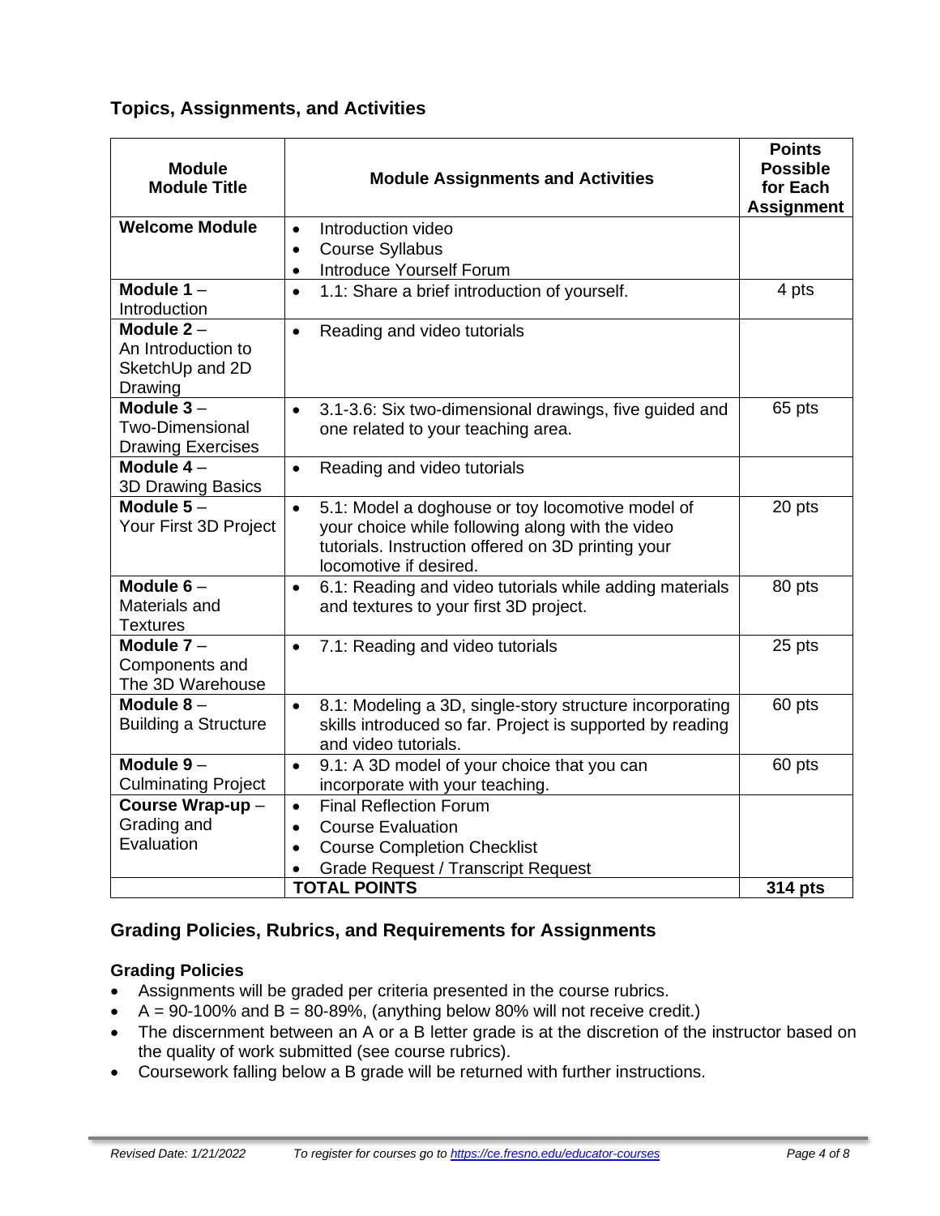## Topics, Assignments, and Activities

| Module<br>Module Title | Module Assignments and Activities | Points Possible for Each Assignment |
|---|---|---|
| **Welcome Module** | • Introduction video<br>• Course Syllabus<br>• Introduce Yourself Forum | |
| **Module 1** – Introduction | • 1.1: Share a brief introduction of yourself. | 4 pts |
| **Module 2** – An Introduction to SketchUp and 2D Drawing | • Reading and video tutorials | |
| **Module 3** – Two-Dimensional Drawing Exercises | • 3.1-3.6: Six two-dimensional drawings, five guided and one related to your teaching area. | 65 pts |
| **Module 4** – 3D Drawing Basics | • Reading and video tutorials | |
| **Module 5** – Your First 3D Project | • 5.1: Model a doghouse or toy locomotive model of your choice while following along with the video tutorials. Instruction offered on 3D printing your locomotive if desired. | 20 pts |
| **Module 6** – Materials and Textures | • 6.1: Reading and video tutorials while adding materials and textures to your first 3D project. | 80 pts |
| **Module 7** – Components and The 3D Warehouse | • 7.1: Reading and video tutorials | 25 pts |
| **Module 8** – Building a Structure | • 8.1: Modeling a 3D, single-story structure incorporating skills introduced so far. Project is supported by reading and video tutorials. | 60 pts |
| **Module 9** – Culminating Project | • 9.1: A 3D model of your choice that you can incorporate with your teaching. | 60 pts |
| **Course Wrap-up** – Grading and Evaluation | • Final Reflection Forum<br>• Course Evaluation<br>• Course Completion Checklist<br>• Grade Request / Transcript Request | |
| | **TOTAL POINTS** | **314 pts** |

## Grading Policies, Rubrics, and Requirements for Assignments

### Grading Policies

- Assignments will be graded per criteria presented in the course rubrics.
- A = 90-100% and B = 80-89%, (anything below 80% will not receive credit.)
- The discernment between an A or a B letter grade is at the discretion of the instructor based on the quality of work submitted (see course rubrics).
- Coursework falling below a B grade will be returned with further instructions.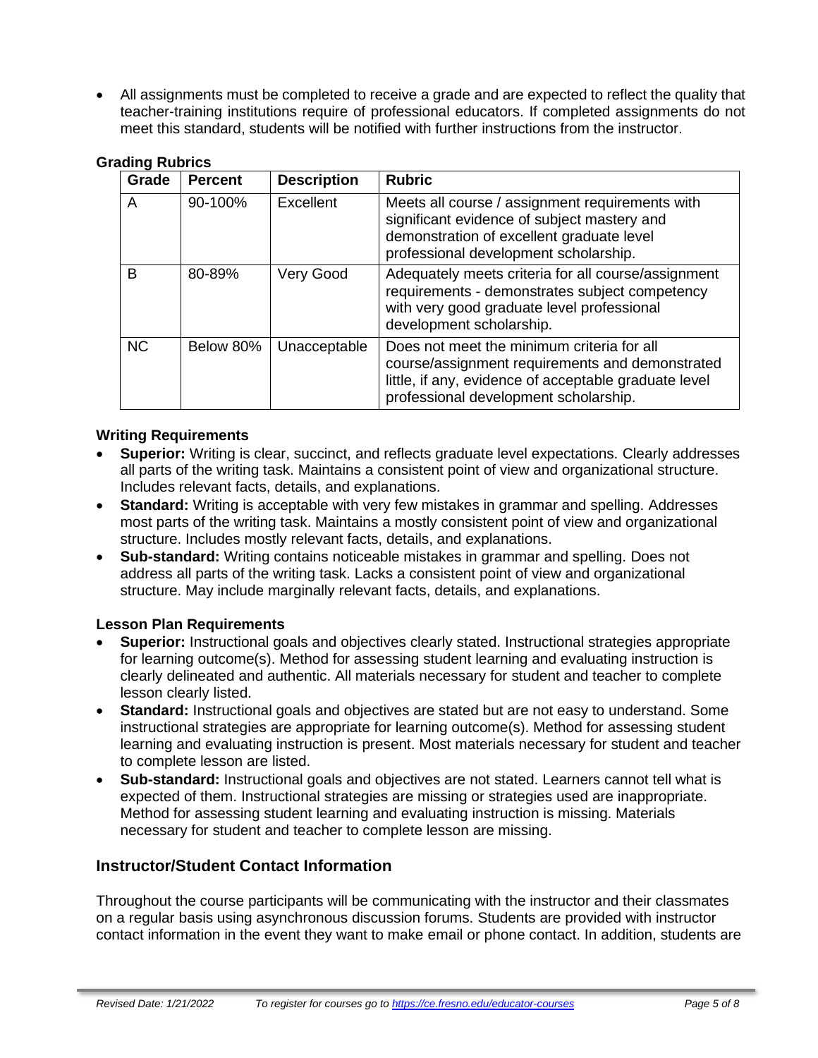- All assignments must be completed to receive a grade and are expected to reflect the quality that teacher-training institutions require of professional educators. If completed assignments do not meet this standard, students will be notified with further instructions from the instructor.

**Grading Rubrics**

| Grade | Percent | Description | Rubric |
|---|---|---|---|
| A | 90-100% | Excellent | Meets all course / assignment requirements with significant evidence of subject mastery and demonstration of excellent graduate level professional development scholarship. |
| B | 80-89% | Very Good | Adequately meets criteria for all course/assignment requirements - demonstrates subject competency with very good graduate level professional development scholarship. |
| NC | Below 80% | Unacceptable | Does not meet the minimum criteria for all course/assignment requirements and demonstrated little, if any, evidence of acceptable graduate level professional development scholarship. |

**Writing Requirements**

- **Superior:** Writing is clear, succinct, and reflects graduate level expectations. Clearly addresses all parts of the writing task. Maintains a consistent point of view and organizational structure. Includes relevant facts, details, and explanations.
- **Standard:** Writing is acceptable with very few mistakes in grammar and spelling. Addresses most parts of the writing task. Maintains a mostly consistent point of view and organizational structure. Includes mostly relevant facts, details, and explanations.
- **Sub-standard:** Writing contains noticeable mistakes in grammar and spelling. Does not address all parts of the writing task. Lacks a consistent point of view and organizational structure. May include marginally relevant facts, details, and explanations.

**Lesson Plan Requirements**

- **Superior:** Instructional goals and objectives clearly stated. Instructional strategies appropriate for learning outcome(s). Method for assessing student learning and evaluating instruction is clearly delineated and authentic. All materials necessary for student and teacher to complete lesson clearly listed.
- **Standard:** Instructional goals and objectives are stated but are not easy to understand. Some instructional strategies are appropriate for learning outcome(s). Method for assessing student learning and evaluating instruction is present. Most materials necessary for student and teacher to complete lesson are listed.
- **Sub-standard:** Instructional goals and objectives are not stated. Learners cannot tell what is expected of them. Instructional strategies are missing or strategies used are inappropriate. Method for assessing student learning and evaluating instruction is missing. Materials necessary for student and teacher to complete lesson are missing.

## Instructor/Student Contact Information

Throughout the course participants will be communicating with the instructor and their classmates on a regular basis using asynchronous discussion forums. Students are provided with instructor contact information in the event they want to make email or phone contact. In addition, students are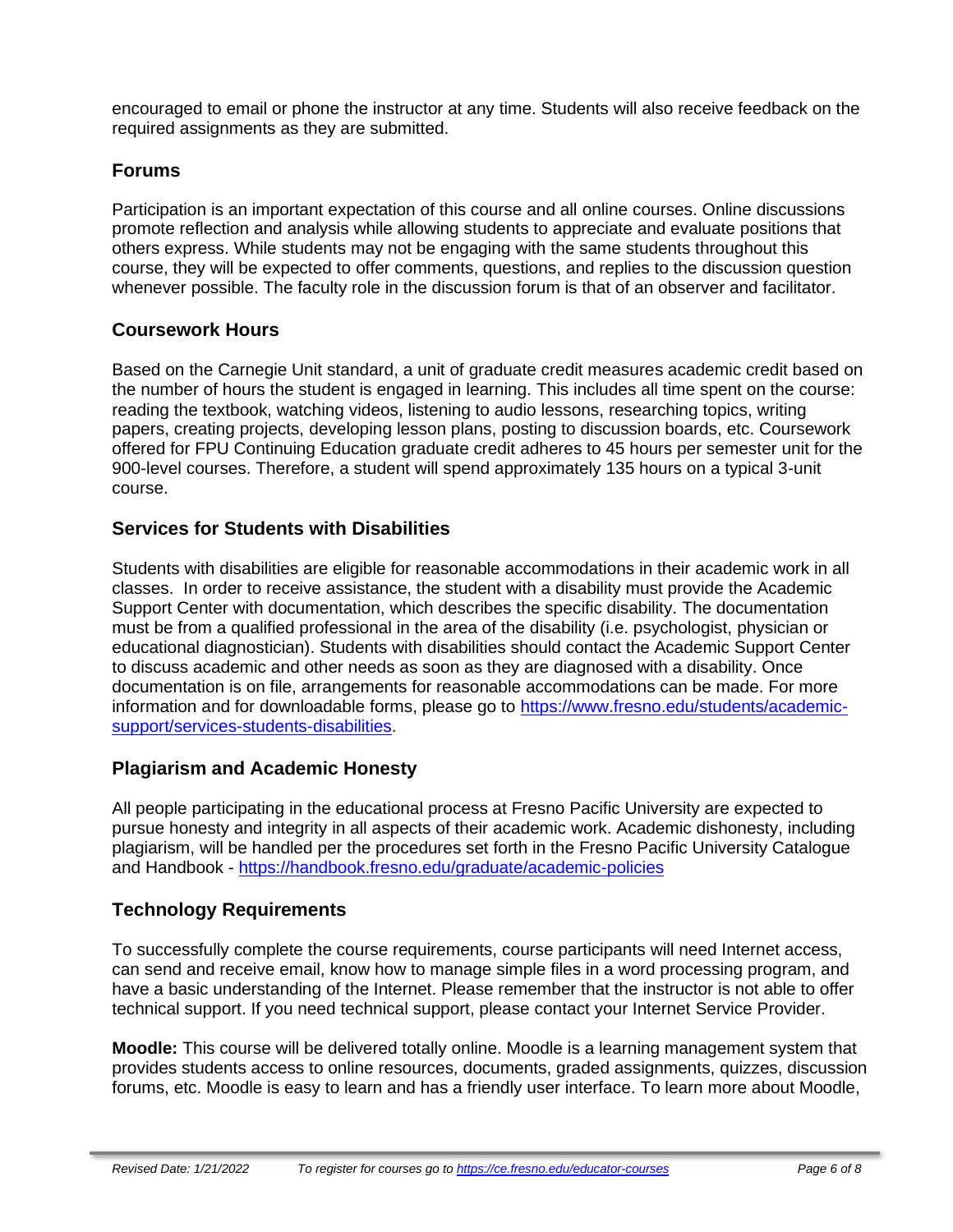encouraged to email or phone the instructor at any time. Students will also receive feedback on the required assignments as they are submitted.

## Forums

Participation is an important expectation of this course and all online courses. Online discussions promote reflection and analysis while allowing students to appreciate and evaluate positions that others express. While students may not be engaging with the same students throughout this course, they will be expected to offer comments, questions, and replies to the discussion question whenever possible. The faculty role in the discussion forum is that of an observer and facilitator.

## Coursework Hours

Based on the Carnegie Unit standard, a unit of graduate credit measures academic credit based on the number of hours the student is engaged in learning. This includes all time spent on the course: reading the textbook, watching videos, listening to audio lessons, researching topics, writing papers, creating projects, developing lesson plans, posting to discussion boards, etc. Coursework offered for FPU Continuing Education graduate credit adheres to 45 hours per semester unit for the 900-level courses. Therefore, a student will spend approximately 135 hours on a typical 3-unit course.

## Services for Students with Disabilities

Students with disabilities are eligible for reasonable accommodations in their academic work in all classes. In order to receive assistance, the student with a disability must provide the Academic Support Center with documentation, which describes the specific disability. The documentation must be from a qualified professional in the area of the disability (i.e. psychologist, physician or educational diagnostician). Students with disabilities should contact the Academic Support Center to discuss academic and other needs as soon as they are diagnosed with a disability. Once documentation is on file, arrangements for reasonable accommodations can be made. For more information and for downloadable forms, please go to [https://www.fresno.edu/students/academic-support/services-students-disabilities](https://www.fresno.edu/students/academic-support/services-students-disabilities).

## Plagiarism and Academic Honesty

All people participating in the educational process at Fresno Pacific University are expected to pursue honesty and integrity in all aspects of their academic work. Academic dishonesty, including plagiarism, will be handled per the procedures set forth in the Fresno Pacific University Catalogue and Handbook - [https://handbook.fresno.edu/graduate/academic-policies](https://handbook.fresno.edu/graduate/academic-policies)

## Technology Requirements

To successfully complete the course requirements, course participants will need Internet access, can send and receive email, know how to manage simple files in a word processing program, and have a basic understanding of the Internet. Please remember that the instructor is not able to offer technical support. If you need technical support, please contact your Internet Service Provider.

**Moodle:** This course will be delivered totally online. Moodle is a learning management system that provides students access to online resources, documents, graded assignments, quizzes, discussion forums, etc. Moodle is easy to learn and has a friendly user interface. To learn more about Moodle,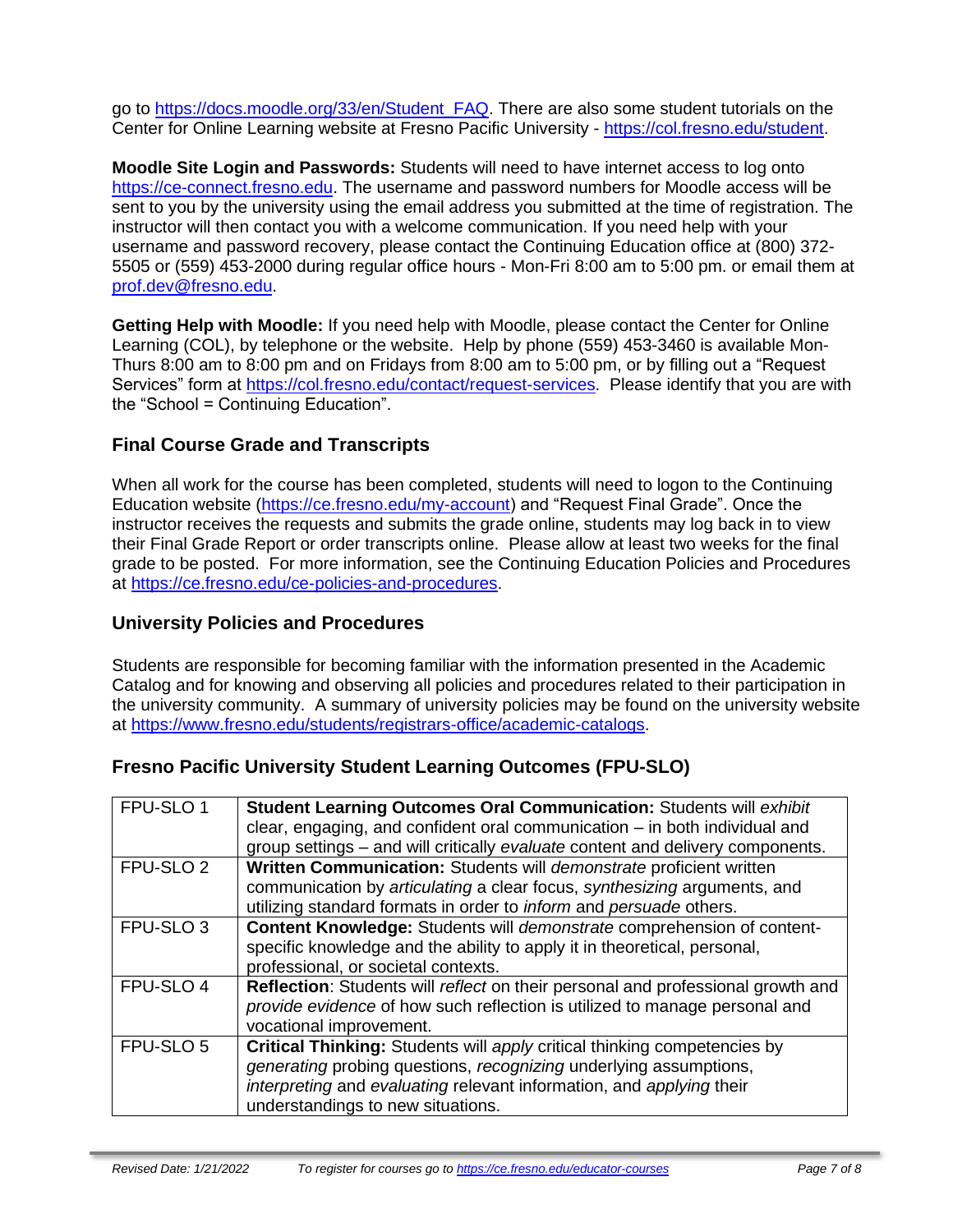go to [https://docs.moodle.org/33/en/Student_FAQ](https://docs.moodle.org/33/en/Student_FAQ). There are also some student tutorials on the Center for Online Learning website at Fresno Pacific University - [https://col.fresno.edu/student](https://col.fresno.edu/student).

**Moodle Site Login and Passwords:** Students will need to have internet access to log onto [https://ce-connect.fresno.edu](https://ce-connect.fresno.edu). The username and password numbers for Moodle access will be sent to you by the university using the email address you submitted at the time of registration. The instructor will then contact you with a welcome communication. If you need help with your username and password recovery, please contact the Continuing Education office at (800) 372-5505 or (559) 453-2000 during regular office hours - Mon-Fri 8:00 am to 5:00 pm. or email them at [prof.dev@fresno.edu](mailto:prof.dev@fresno.edu).

**Getting Help with Moodle:** If you need help with Moodle, please contact the Center for Online Learning (COL), by telephone or the website. Help by phone (559) 453-3460 is available Mon-Thurs 8:00 am to 8:00 pm and on Fridays from 8:00 am to 5:00 pm, or by filling out a "Request Services" form at [https://col.fresno.edu/contact/request-services](https://col.fresno.edu/contact/request-services). Please identify that you are with the "School = Continuing Education".

## Final Course Grade and Transcripts

When all work for the course has been completed, students will need to logon to the Continuing Education website ([https://ce.fresno.edu/my-account](https://ce.fresno.edu/my-account)) and "Request Final Grade". Once the instructor receives the requests and submits the grade online, students may log back in to view their Final Grade Report or order transcripts online. Please allow at least two weeks for the final grade to be posted. For more information, see the Continuing Education Policies and Procedures at [https://ce.fresno.edu/ce-policies-and-procedures](https://ce.fresno.edu/ce-policies-and-procedures).

## University Policies and Procedures

Students are responsible for becoming familiar with the information presented in the Academic Catalog and for knowing and observing all policies and procedures related to their participation in the university community. A summary of university policies may be found on the university website at [https://www.fresno.edu/students/registrars-office/academic-catalogs](https://www.fresno.edu/students/registrars-office/academic-catalogs).

## Fresno Pacific University Student Learning Outcomes (FPU-SLO)

| | |
|---|---|
| FPU-SLO 1 | **Student Learning Outcomes Oral Communication:** Students will *exhibit* clear, engaging, and confident oral communication – in both individual and group settings – and will critically *evaluate* content and delivery components. |
| FPU-SLO 2 | **Written Communication:** Students will *demonstrate* proficient written communication by *articulating* a clear focus, *synthesizing* arguments, and utilizing standard formats in order to *inform* and *persuade* others. |
| FPU-SLO 3 | **Content Knowledge:** Students will *demonstrate* comprehension of content-specific knowledge and the ability to apply it in theoretical, personal, professional, or societal contexts. |
| FPU-SLO 4 | **Reflection**: Students will *reflect* on their personal and professional growth and *provide evidence* of how such reflection is utilized to manage personal and vocational improvement. |
| FPU-SLO 5 | **Critical Thinking:** Students will *apply* critical thinking competencies by *generating* probing questions, *recognizing* underlying assumptions, *interpreting* and *evaluating* relevant information, and *applying* their understandings to new situations. |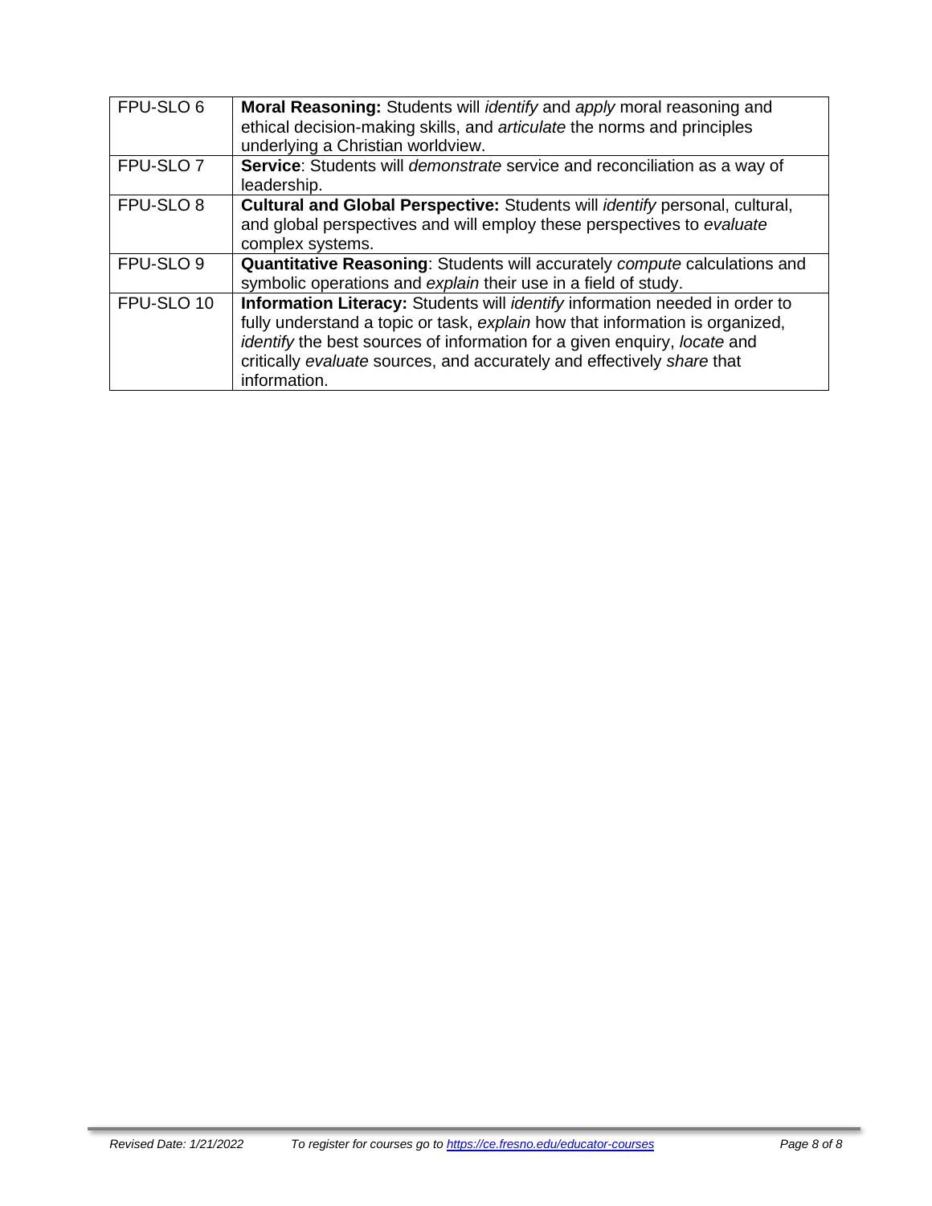| | |
|---|---|
| FPU-SLO 6 | **Moral Reasoning:** Students will *identify* and *apply* moral reasoning and ethical decision-making skills, and *articulate* the norms and principles underlying a Christian worldview. |
| FPU-SLO 7 | **Service**: Students will *demonstrate* service and reconciliation as a way of leadership. |
| FPU-SLO 8 | **Cultural and Global Perspective:** Students will *identify* personal, cultural, and global perspectives and will employ these perspectives to *evaluate* complex systems. |
| FPU-SLO 9 | **Quantitative Reasoning**: Students will accurately *compute* calculations and symbolic operations and *explain* their use in a field of study. |
| FPU-SLO 10 | **Information Literacy:** Students will *identify* information needed in order to fully understand a topic or task, *explain* how that information is organized, *identify* the best sources of information for a given enquiry, *locate* and critically *evaluate* sources, and accurately and effectively *share* that information. |